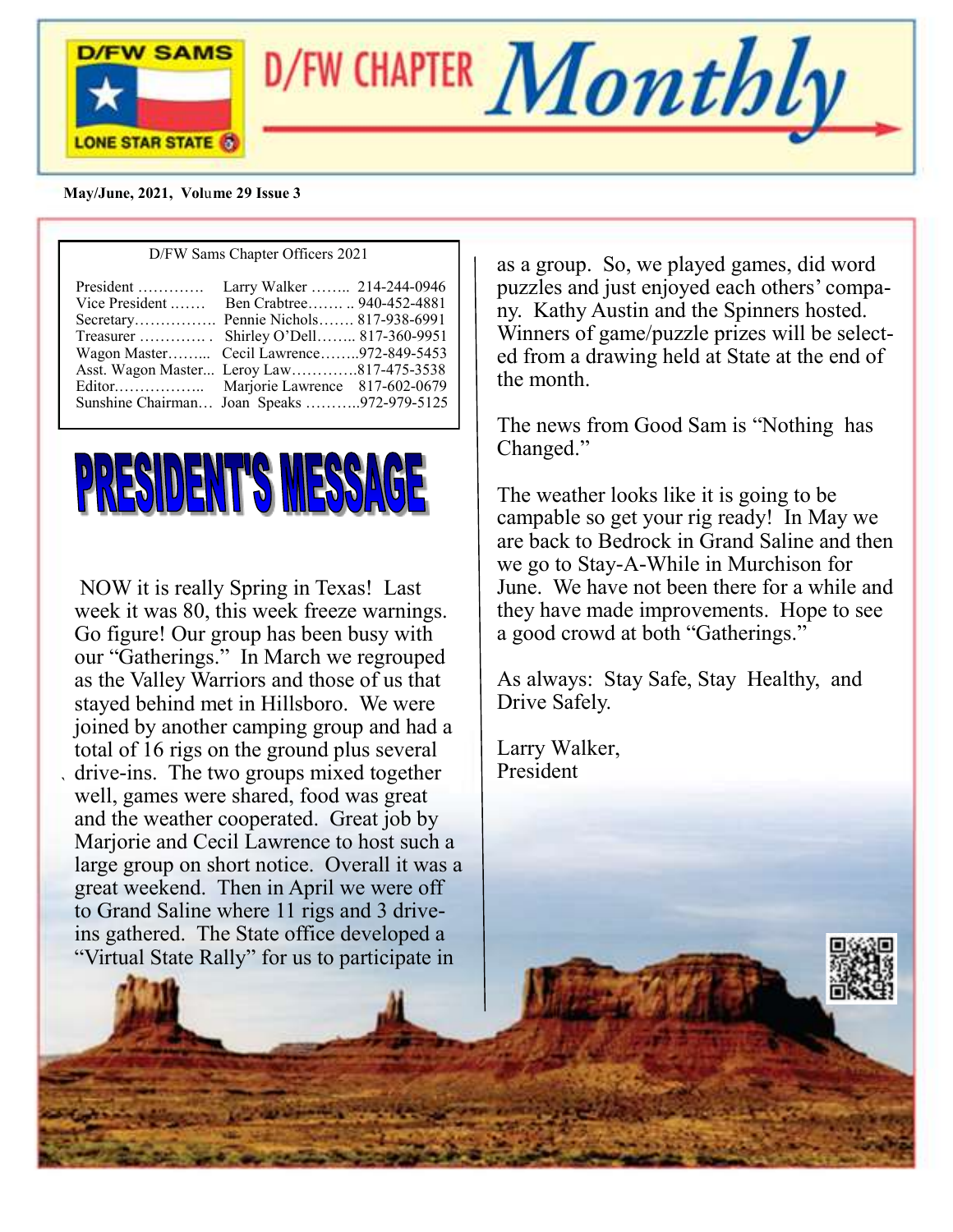# D/FW CHAPTER *Monthly*

D/FW SAMS — LONE STAR STATE

**May/June, 2021, Volume 29 Issue 3**

D/FW Sams Chapter Officers 2021

| Office | Name | Phone |
|---|---|---|
| President | Larry Walker | 214-244-0946 |
| Vice President | Ben Crabtree | 940-452-4881 |
| Secretary | Pennie Nichols | 817-938-6991 |
| Treasurer | Shirley O'Dell | 817-360-9951 |
| Wagon Master | Cecil Lawrence | 972-849-5453 |
| Asst. Wagon Master | Leroy Law | 817-475-3538 |
| Editor | Marjorie Lawrence | 817-602-0679 |
| Sunshine Chairman | Joan Speaks | 972-979-5125 |

## PRESIDENT'S MESSAGE

NOW it is really Spring in Texas! Last week it was 80, this week freeze warnings. Go figure! Our group has been busy with our "Gatherings." In March we regrouped as the Valley Warriors and those of us that stayed behind met in Hillsboro. We were joined by another camping group and had a total of 16 rigs on the ground plus several drive-ins. The two groups mixed together well, games were shared, food was great and the weather cooperated. Great job by Marjorie and Cecil Lawrence to host such a large group on short notice. Overall it was a great weekend. Then in April we were off to Grand Saline where 11 rigs and 3 drive-ins gathered. The State office developed a "Virtual State Rally" for us to participate in as a group. So, we played games, did word puzzles and just enjoyed each others' company. Kathy Austin and the Spinners hosted. Winners of game/puzzle prizes will be selected from a drawing held at State at the end of the month.

The news from Good Sam is "Nothing has Changed."

The weather looks like it is going to be campable so get your rig ready! In May we are back to Bedrock in Grand Saline and then we go to Stay-A-While in Murchison for June. We have not been there for a while and they have made improvements. Hope to see a good crowd at both "Gatherings."

As always: Stay Safe, Stay Healthy, and Drive Safely.

Larry Walker,
President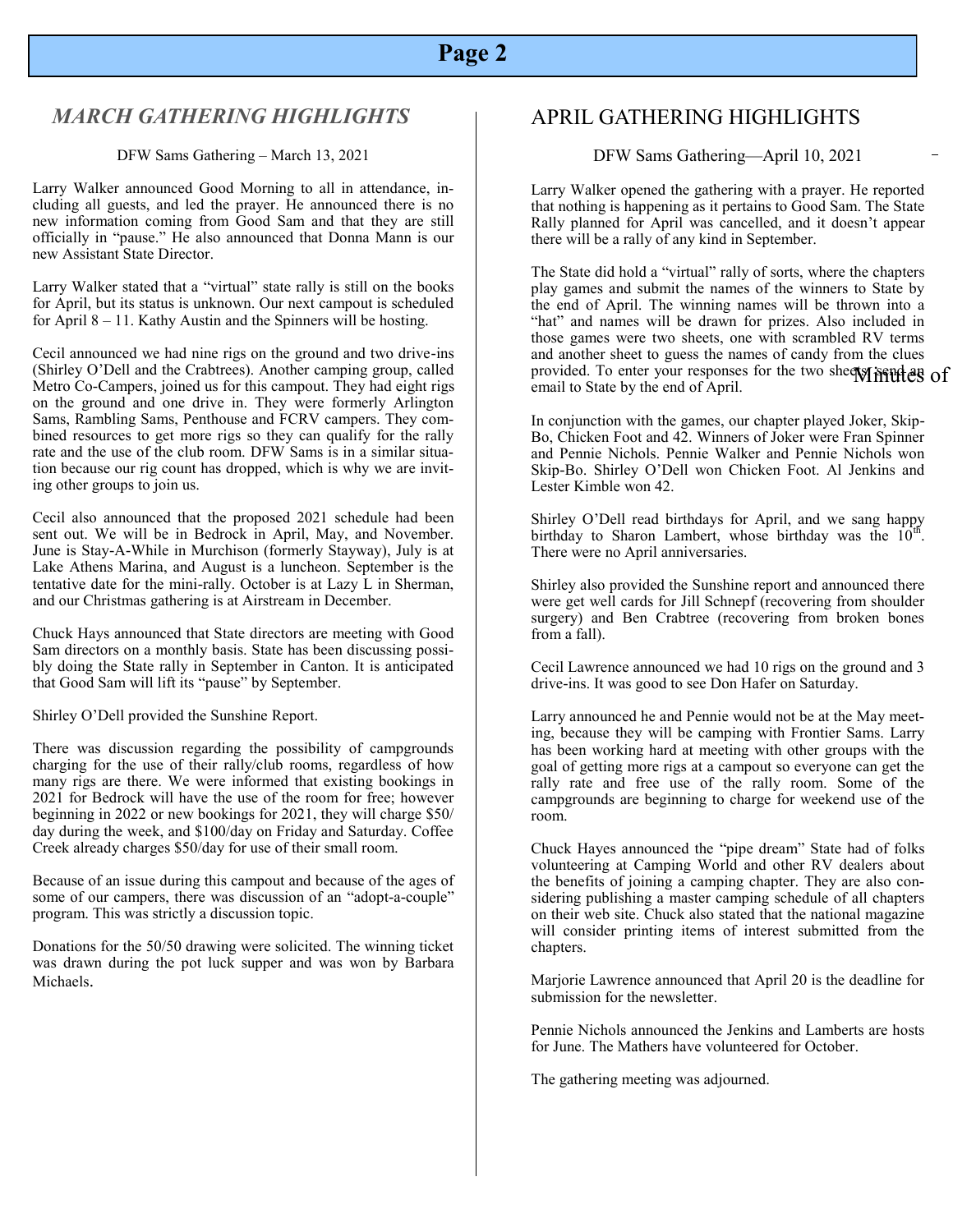## *MARCH GATHERING HIGHLIGHTS*

DFW Sams Gathering – March 13, 2021

Larry Walker announced Good Morning to all in attendance, including all guests, and led the prayer. He announced there is no new information coming from Good Sam and that they are still officially in "pause." He also announced that Donna Mann is our new Assistant State Director.

Larry Walker stated that a "virtual" state rally is still on the books for April, but its status is unknown. Our next campout is scheduled for April 8 – 11. Kathy Austin and the Spinners will be hosting.

Cecil announced we had nine rigs on the ground and two drive-ins (Shirley O'Dell and the Crabtrees). Another camping group, called Metro Co-Campers, joined us for this campout. They had eight rigs on the ground and one drive in. They were formerly Arlington Sams, Rambling Sams, Penthouse and FCRV campers. They combined resources to get more rigs so they can qualify for the rally rate and the use of the club room. DFW Sams is in a similar situation because our rig count has dropped, which is why we are inviting other groups to join us.

Cecil also announced that the proposed 2021 schedule had been sent out. We will be in Bedrock in April, May, and November. June is Stay-A-While in Murchison (formerly Stayway), July is at Lake Athens Marina, and August is a luncheon. September is the tentative date for the mini-rally. October is at Lazy L in Sherman, and our Christmas gathering is at Airstream in December.

Chuck Hays announced that State directors are meeting with Good Sam directors on a monthly basis. State has been discussing possibly doing the State rally in September in Canton. It is anticipated that Good Sam will lift its "pause" by September.

Shirley O'Dell provided the Sunshine Report.

There was discussion regarding the possibility of campgrounds charging for the use of their rally/club rooms, regardless of how many rigs are there. We were informed that existing bookings in 2021 for Bedrock will have the use of the room for free; however beginning in 2022 or new bookings for 2021, they will charge $50/day during the week, and $100/day on Friday and Saturday. Coffee Creek already charges $50/day for use of their small room.

Because of an issue during this campout and because of the ages of some of our campers, there was discussion of an "adopt-a-couple" program. This was strictly a discussion topic.

Donations for the 50/50 drawing were solicited. The winning ticket was drawn during the pot luck supper and was won by Barbara Michaels.

## APRIL GATHERING HIGHLIGHTS

DFW Sams Gathering—April 10, 2021

Larry Walker opened the gathering with a prayer. He reported that nothing is happening as it pertains to Good Sam. The State Rally planned for April was cancelled, and it doesn't appear there will be a rally of any kind in September.

The State did hold a "virtual" rally of sorts, where the chapters play games and submit the names of the winners to State by the end of April. The winning names will be thrown into a "hat" and names will be drawn for prizes. Also included in those games were two sheets, one with scrambled RV terms and another sheet to guess the names of candy from the clues provided. To enter your responses for the two sheets, send an email to State by the end of April.

In conjunction with the games, our chapter played Joker, Skip-Bo, Chicken Foot and 42. Winners of Joker were Fran Spinner and Pennie Nichols. Pennie Walker and Pennie Nichols won Skip-Bo. Shirley O'Dell won Chicken Foot. Al Jenkins and Lester Kimble won 42.

Shirley O'Dell read birthdays for April, and we sang happy birthday to Sharon Lambert, whose birthday was the 10th. There were no April anniversaries.

Shirley also provided the Sunshine report and announced there were get well cards for Jill Schnepf (recovering from shoulder surgery) and Ben Crabtree (recovering from broken bones from a fall).

Cecil Lawrence announced we had 10 rigs on the ground and 3 drive-ins. It was good to see Don Hafer on Saturday.

Larry announced he and Pennie would not be at the May meeting, because they will be camping with Frontier Sams. Larry has been working hard at meeting with other groups with the goal of getting more rigs at a campout so everyone can get the rally rate and free use of the rally room. Some of the campgrounds are beginning to charge for weekend use of the room.

Chuck Hayes announced the "pipe dream" State had of folks volunteering at Camping World and other RV dealers about the benefits of joining a camping chapter. They are also considering publishing a master camping schedule of all chapters on their web site. Chuck also stated that the national magazine will consider printing items of interest submitted from the chapters.

Marjorie Lawrence announced that April 20 is the deadline for submission for the newsletter.

Pennie Nichols announced the Jenkins and Lamberts are hosts for June. The Mathers have volunteered for October.

The gathering meeting was adjourned.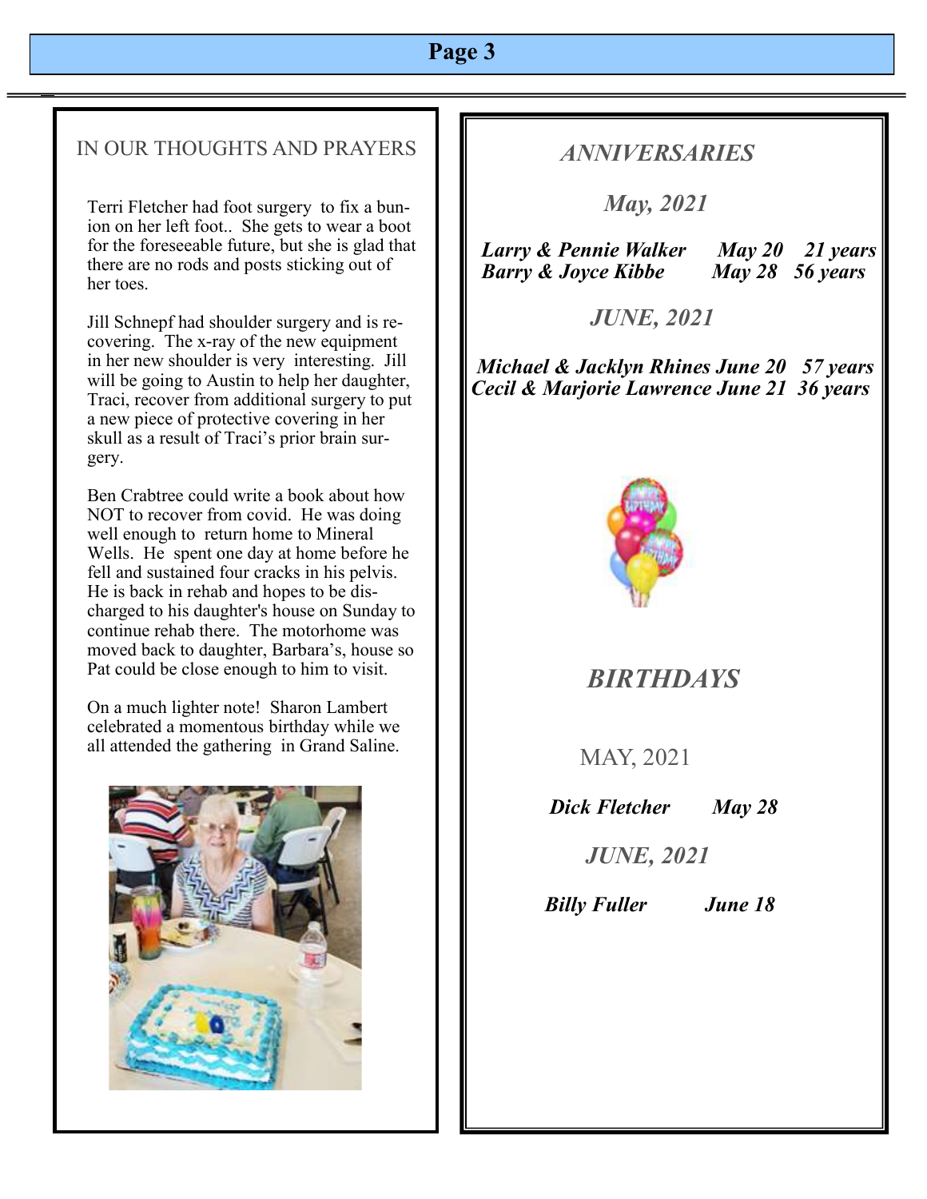## IN OUR THOUGHTS AND PRAYERS

Terri Fletcher had foot surgery to fix a bunion on her left foot.. She gets to wear a boot for the foreseeable future, but she is glad that there are no rods and posts sticking out of her toes.

Jill Schnepf had shoulder surgery and is recovering. The x-ray of the new equipment in her new shoulder is very interesting. Jill will be going to Austin to help her daughter, Traci, recover from additional surgery to put a new piece of protective covering in her skull as a result of Traci's prior brain surgery.

Ben Crabtree could write a book about how NOT to recover from covid. He was doing well enough to return home to Mineral Wells. He spent one day at home before he fell and sustained four cracks in his pelvis. He is back in rehab and hopes to be discharged to his daughter's house on Sunday to continue rehab there. The motorhome was moved back to daughter, Barbara's, house so Pat could be close enough to him to visit.

On a much lighter note! Sharon Lambert celebrated a momentous birthday while we all attended the gathering in Grand Saline.

## *ANNIVERSARIES*

### *May, 2021*

***Larry & Pennie Walker May 20 21 years***
***Barry & Joyce Kibbe May 28 56 years***

### *JUNE, 2021*

***Michael & Jacklyn Rhines June 20 57 years***
***Cecil & Marjorie Lawrence June 21 36 years***

## *BIRTHDAYS*

### MAY, 2021

***Dick Fletcher May 28***

### *JUNE, 2021*

***Billy Fuller June 18***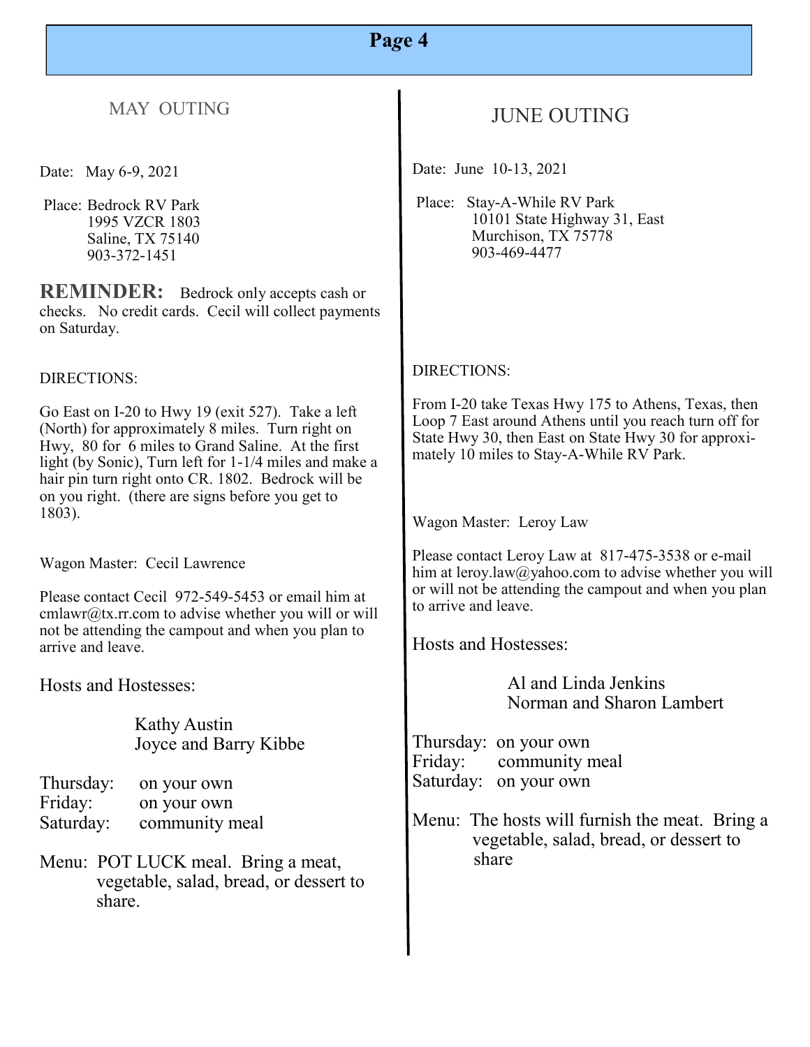## MAY OUTING

Date: May 6-9, 2021

Place: Bedrock RV Park
1995 VZCR 1803
Saline, TX 75140
903-372-1451

**REMINDER:** Bedrock only accepts cash or checks. No credit cards. Cecil will collect payments on Saturday.

DIRECTIONS:

Go East on I-20 to Hwy 19 (exit 527). Take a left (North) for approximately 8 miles. Turn right on Hwy, 80 for 6 miles to Grand Saline. At the first light (by Sonic), Turn left for 1-1/4 miles and make a hair pin turn right onto CR. 1802. Bedrock will be on you right. (there are signs before you get to 1803).

Wagon Master: Cecil Lawrence

Please contact Cecil 972-549-5453 or email him at cmlawr@tx.rr.com to advise whether you will or will not be attending the campout and when you plan to arrive and leave.

Hosts and Hostesses:

Kathy Austin
Joyce and Barry Kibbe

Thursday: on your own
Friday: on your own
Saturday: community meal

Menu: POT LUCK meal. Bring a meat, vegetable, salad, bread, or dessert to share.

## JUNE OUTING

Date: June 10-13, 2021

Place: Stay-A-While RV Park
10101 State Highway 31, East
Murchison, TX 75778
903-469-4477

DIRECTIONS:

From I-20 take Texas Hwy 175 to Athens, Texas, then Loop 7 East around Athens until you reach turn off for State Hwy 30, then East on State Hwy 30 for approximately 10 miles to Stay-A-While RV Park.

Wagon Master: Leroy Law

Please contact Leroy Law at 817-475-3538 or e-mail him at leroy.law@yahoo.com to advise whether you will or will not be attending the campout and when you plan to arrive and leave.

Hosts and Hostesses:

Al and Linda Jenkins
Norman and Sharon Lambert

Thursday: on your own
Friday: community meal
Saturday: on your own

Menu: The hosts will furnish the meat. Bring a vegetable, salad, bread, or dessert to share